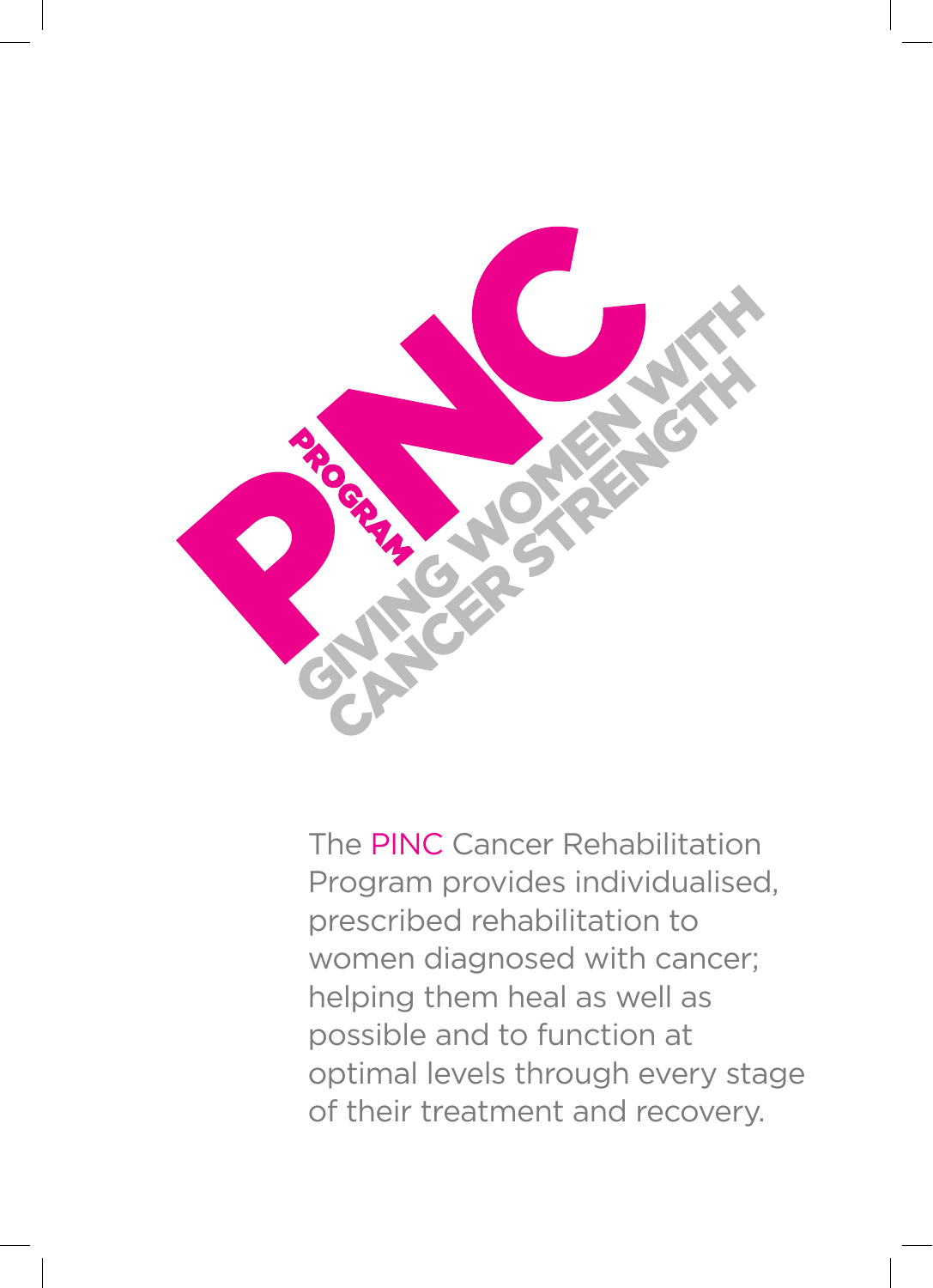# PINC PROGRAM

## GIVING WOMEN WITH CANCER STRENGTH

The PINC Cancer Rehabilitation Program provides individualised, prescribed rehabilitation to women diagnosed with cancer; helping them heal as well as possible and to function at optimal levels through every stage of their treatment and recovery.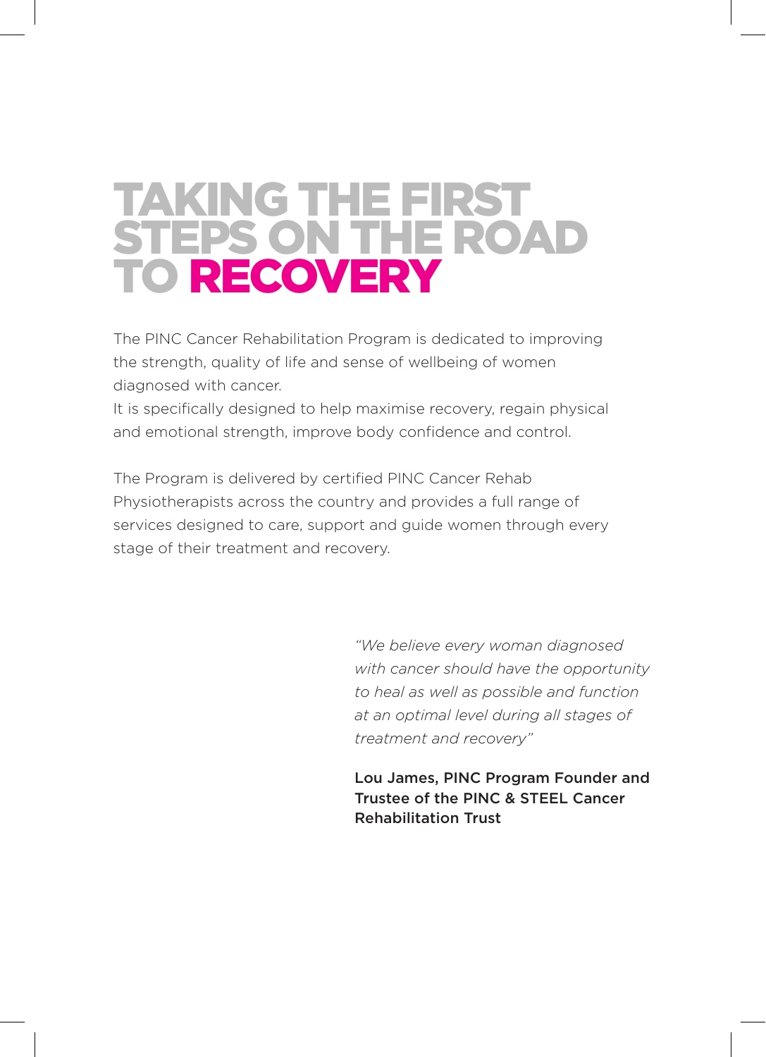# TAKING THE FIRST STEPS ON THE ROAD TO RECOVERY

The PINC Cancer Rehabilitation Program is dedicated to improving the strength, quality of life and sense of wellbeing of women diagnosed with cancer.
It is specifically designed to help maximise recovery, regain physical and emotional strength, improve body confidence and control.

The Program is delivered by certified PINC Cancer Rehab Physiotherapists across the country and provides a full range of services designed to care, support and guide women through every stage of their treatment and recovery.

*"We believe every woman diagnosed with cancer should have the opportunity to heal as well as possible and function at an optimal level during all stages of treatment and recovery"*

**Lou James, PINC Program Founder and Trustee of the PINC & STEEL Cancer Rehabilitation Trust**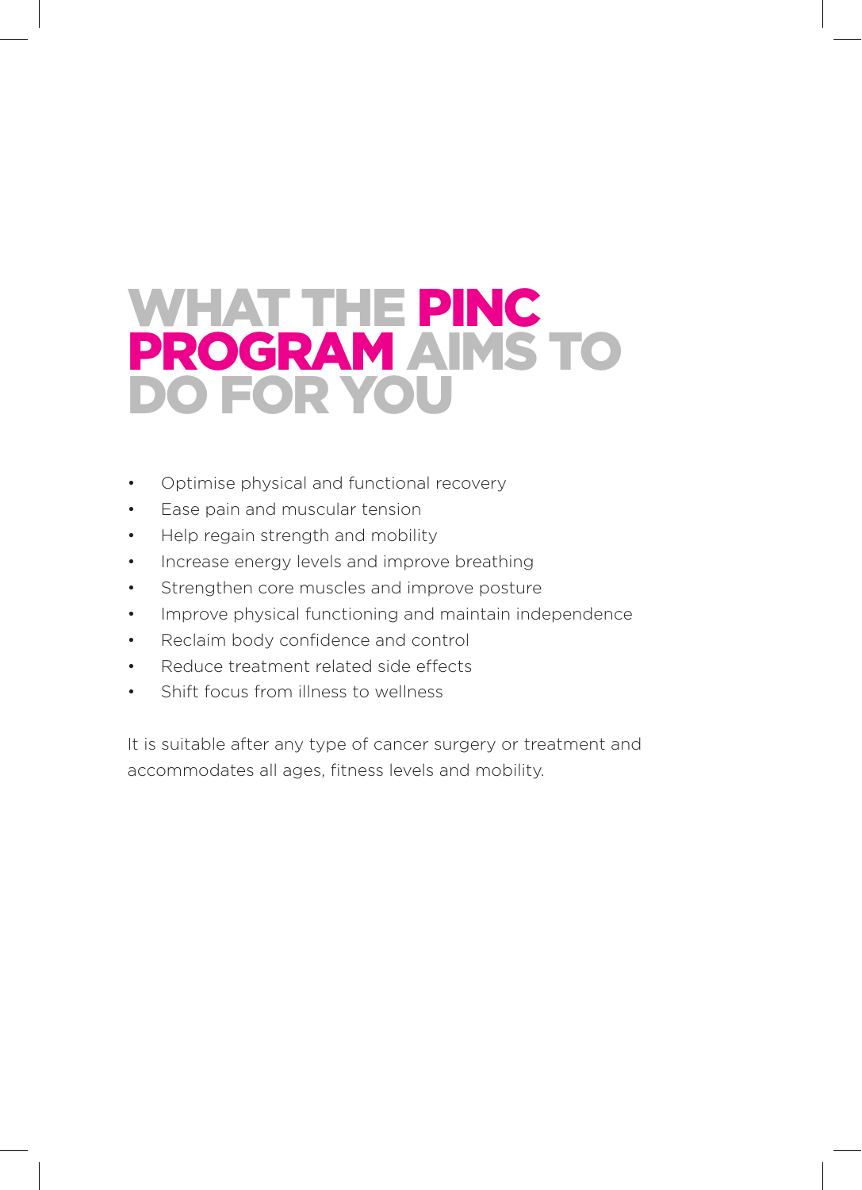# WHAT THE PINC PROGRAM AIMS TO DO FOR YOU

- Optimise physical and functional recovery
- Ease pain and muscular tension
- Help regain strength and mobility
- Increase energy levels and improve breathing
- Strengthen core muscles and improve posture
- Improve physical functioning and maintain independence
- Reclaim body confidence and control
- Reduce treatment related side effects
- Shift focus from illness to wellness

It is suitable after any type of cancer surgery or treatment and accommodates all ages, fitness levels and mobility.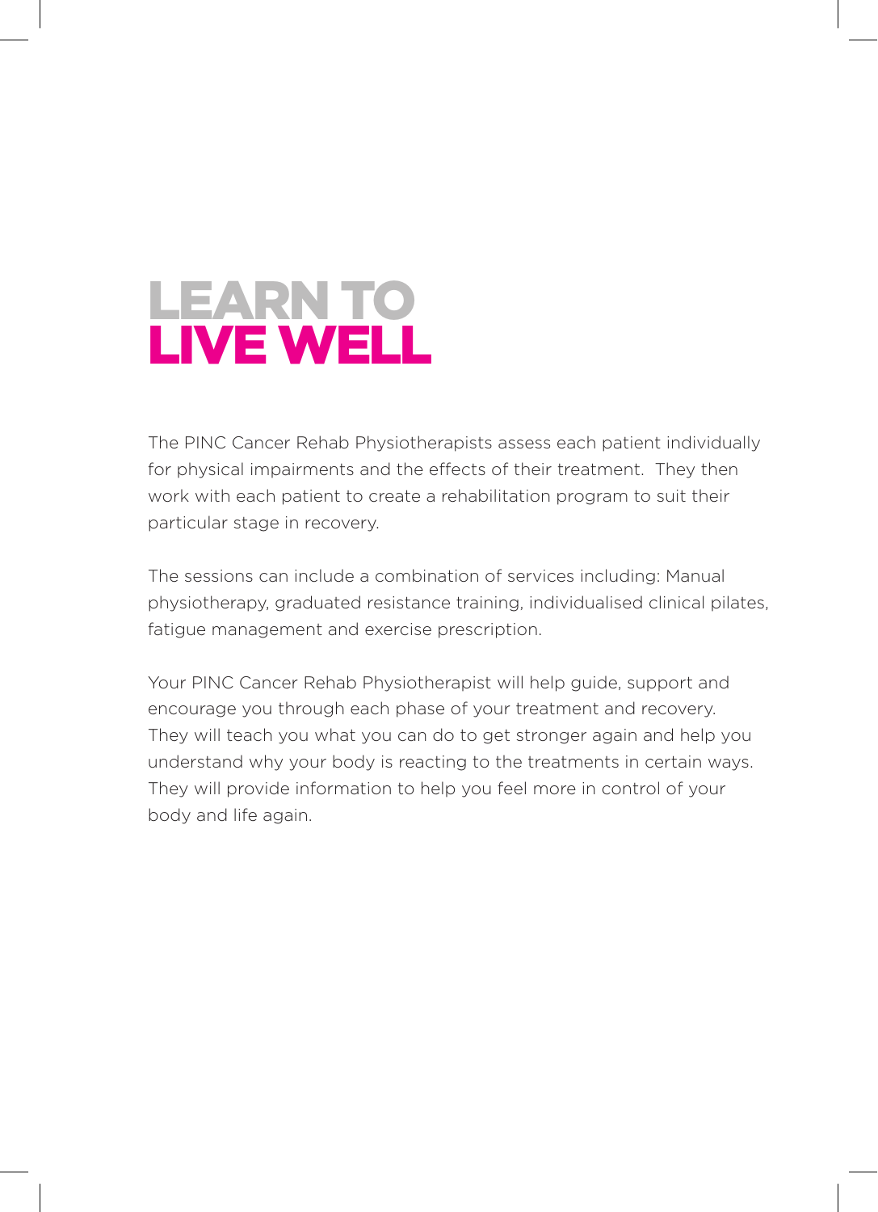# LEARN TO LIVE WELL

The PINC Cancer Rehab Physiotherapists assess each patient individually for physical impairments and the effects of their treatment. They then work with each patient to create a rehabilitation program to suit their particular stage in recovery.

The sessions can include a combination of services including: Manual physiotherapy, graduated resistance training, individualised clinical pilates, fatigue management and exercise prescription.

Your PINC Cancer Rehab Physiotherapist will help guide, support and encourage you through each phase of your treatment and recovery. They will teach you what you can do to get stronger again and help you understand why your body is reacting to the treatments in certain ways. They will provide information to help you feel more in control of your body and life again.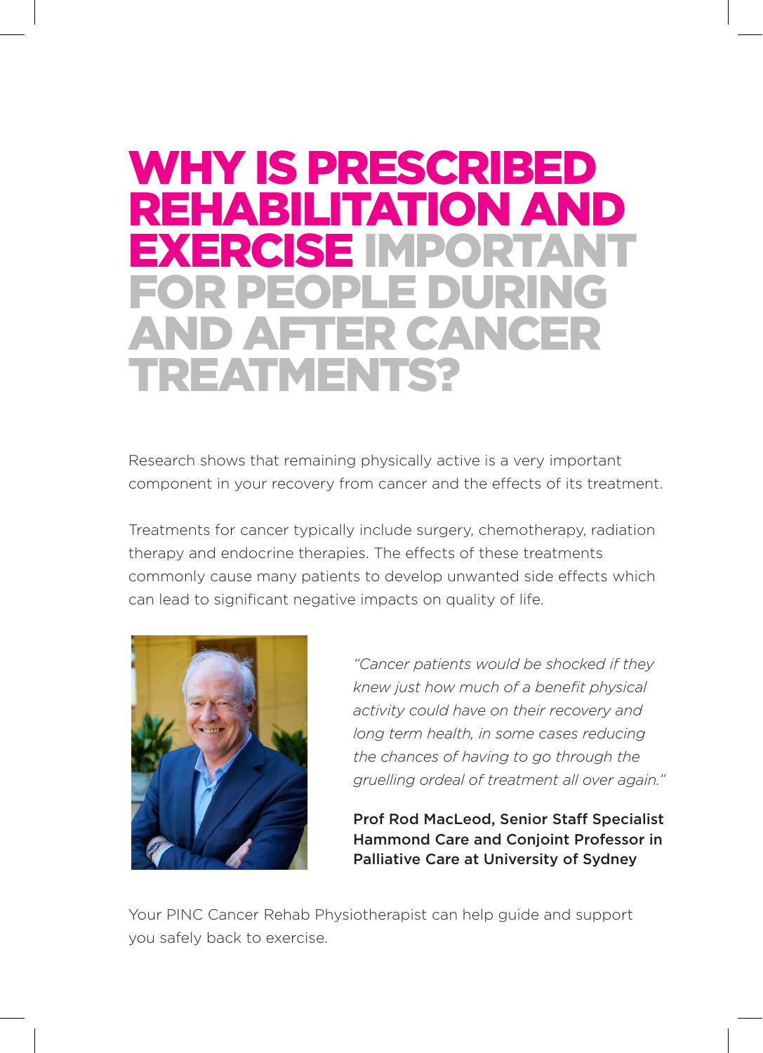# WHY IS PRESCRIBED REHABILITATION AND EXERCISE IMPORTANT FOR PEOPLE DURING AND AFTER CANCER TREATMENTS?

Research shows that remaining physically active is a very important component in your recovery from cancer and the effects of its treatment.

Treatments for cancer typically include surgery, chemotherapy, radiation therapy and endocrine therapies. The effects of these treatments commonly cause many patients to develop unwanted side effects which can lead to significant negative impacts on quality of life.

*"Cancer patients would be shocked if they knew just how much of a benefit physical activity could have on their recovery and long term health, in some cases reducing the chances of having to go through the gruelling ordeal of treatment all over again."*

**Prof Rod MacLeod, Senior Staff Specialist Hammond Care and Conjoint Professor in Palliative Care at University of Sydney**

Your PINC Cancer Rehab Physiotherapist can help guide and support you safely back to exercise.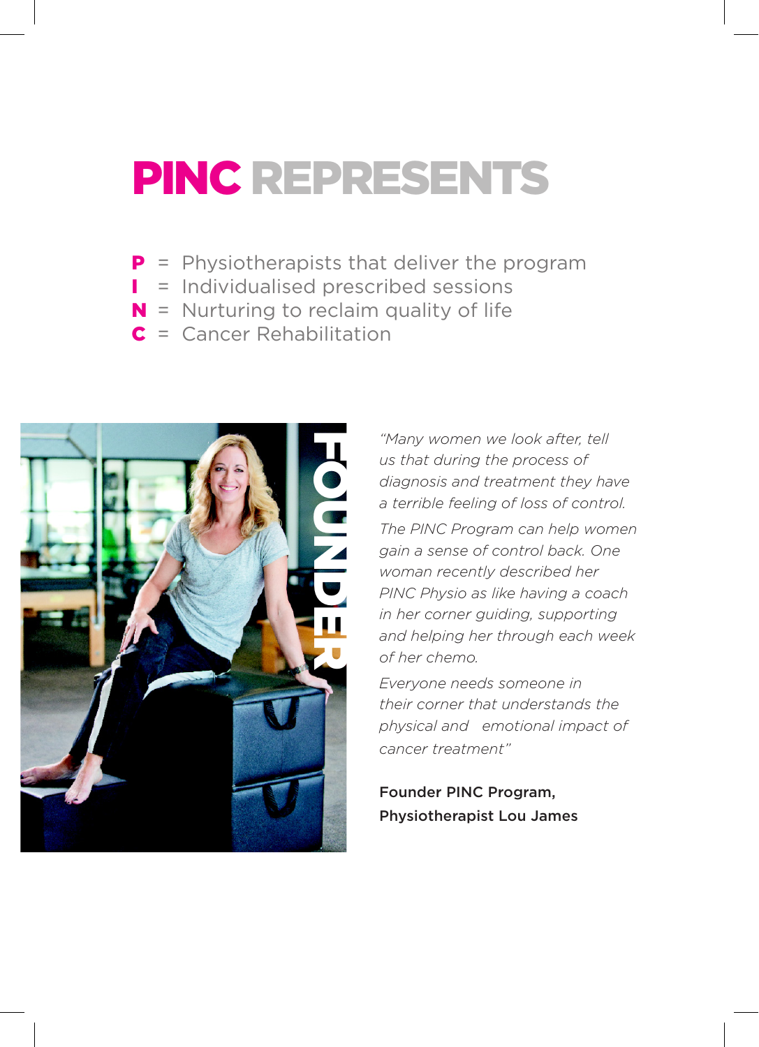# PINC REPRESENTS

**P** = Physiotherapists that deliver the program
**I** = Individualised prescribed sessions
**N** = Nurturing to reclaim quality of life
**C** = Cancer Rehabilitation

FOUNDER

*"Many women we look after, tell us that during the process of diagnosis and treatment they have a terrible feeling of loss of control.*

*The PINC Program can help women gain a sense of control back. One woman recently described her PINC Physio as like having a coach in her corner guiding, supporting and helping her through each week of her chemo.*

*Everyone needs someone in their corner that understands the physical and emotional impact of cancer treatment"*

Founder PINC Program,
Physiotherapist Lou James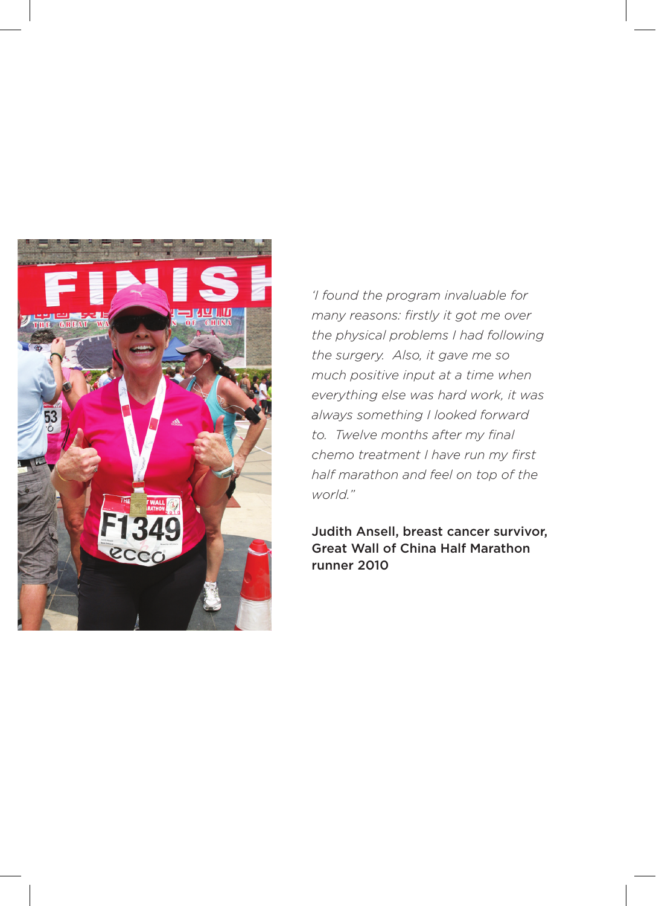*'I found the program invaluable for many reasons: firstly it got me over the physical problems I had following the surgery. Also, it gave me so much positive input at a time when everything else was hard work, it was always something I looked forward to. Twelve months after my final chemo treatment I have run my first half marathon and feel on top of the world."*

**Judith Ansell, breast cancer survivor, Great Wall of China Half Marathon runner 2010**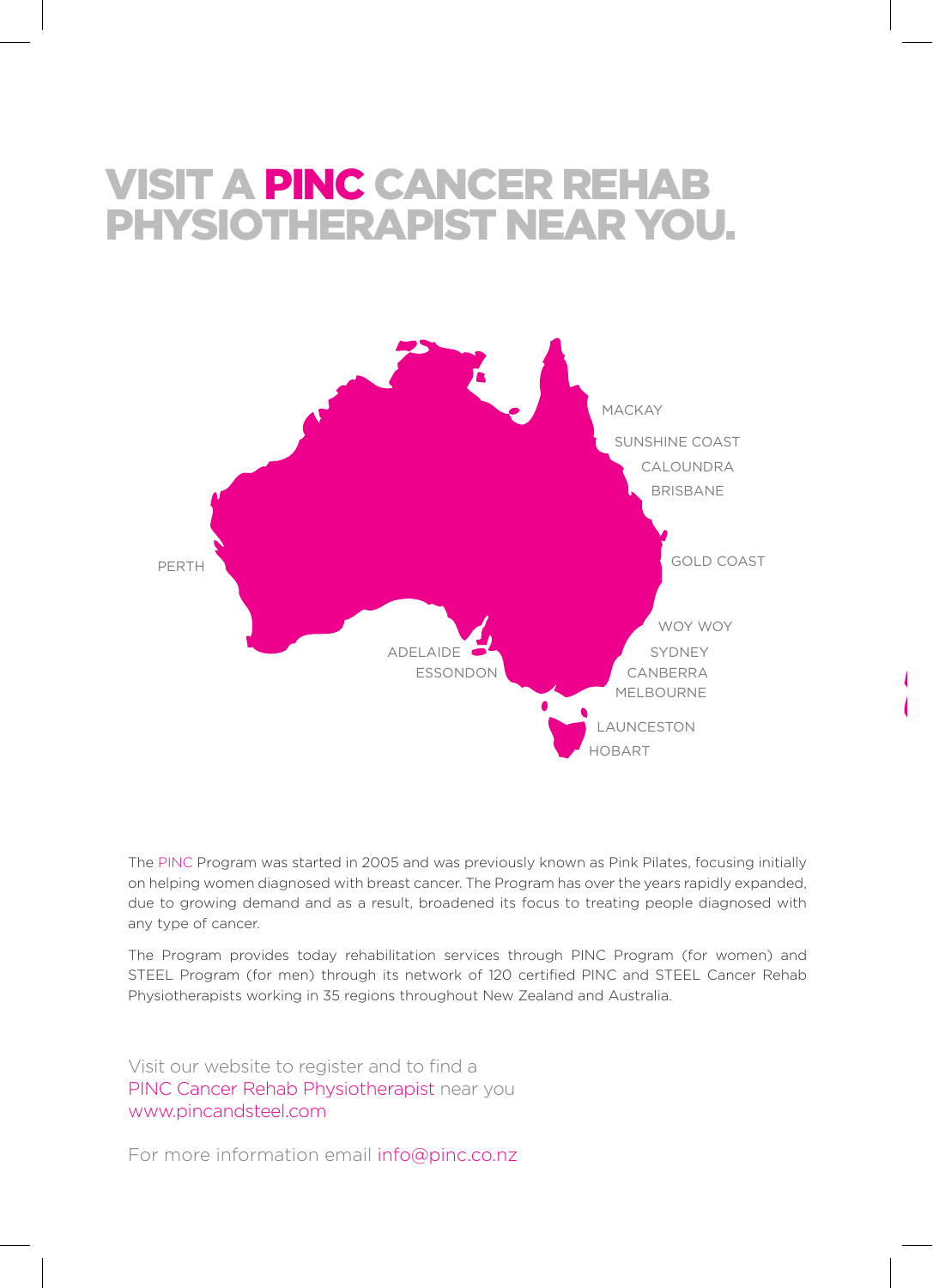# VISIT A PINC CANCER REHAB PHYSIOTHERAPIST NEAR YOU.

MACKAY

SUNSHINE COAST

CALOUNDRA

BRISBANE

PERTH

GOLD COAST

WOY WOY

ADELAIDE

SYDNEY

ESSONDON

CANBERRA

MELBOURNE

LAUNCESTON

HOBART

The PINC Program was started in 2005 and was previously known as Pink Pilates, focusing initially on helping women diagnosed with breast cancer. The Program has over the years rapidly expanded, due to growing demand and as a result, broadened its focus to treating people diagnosed with any type of cancer.

The Program provides today rehabilitation services through PINC Program (for women) and STEEL Program (for men) through its network of 120 certified PINC and STEEL Cancer Rehab Physiotherapists working in 35 regions throughout New Zealand and Australia.

Visit our website to register and to find a
PINC Cancer Rehab Physiotherapist near you
www.pincandsteel.com

For more information email info@pinc.co.nz